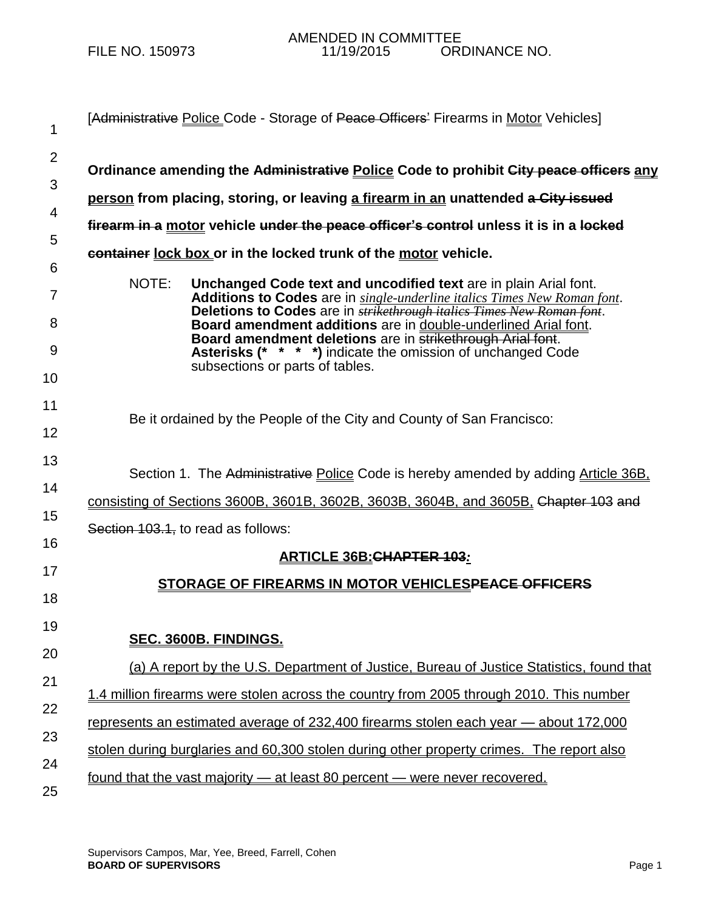AMENDED IN COMMITTEE
FILE NO. 150973 11/19/2015 ORDINANCE NO.

[~~Administrative~~ Police Code - Storage of ~~Peace Officers~~' Firearms in Motor Vehicles]

**Ordinance amending the ~~Administrative~~ Police Code to prohibit ~~City peace officers~~ any person from placing, storing, or leaving a firearm in an unattended ~~a City issued firearm in a~~ motor vehicle ~~under the peace officer's control~~ unless it is in a ~~locked container~~ lock box or in the locked trunk of the motor vehicle.**

NOTE: **Unchanged Code text and uncodified text** are in plain Arial font.
**Additions to Codes** are in *single-underline italics Times New Roman font*.
**Deletions to Codes** are in ~~*strikethrough italics Times New Roman font*~~.
**Board amendment additions** are in double-underlined Arial font.
**Board amendment deletions** are in ~~strikethrough Arial font~~.
**Asterisks (\* \* \* \*)** indicate the omission of unchanged Code subsections or parts of tables.

Be it ordained by the People of the City and County of San Francisco:

Section 1. The ~~Administrative~~ Police Code is hereby amended by adding Article 36B, consisting of Sections 3600B, 3601B, 3602B, 3603B, 3604B, and 3605B, ~~Chapter 103 and Section 103.1,~~ to read as follows:

**ARTICLE 36B:~~CHAPTER 103~~:**

**STORAGE OF FIREARMS IN MOTOR VEHICLES~~PEACE OFFICERS~~**

**SEC. 3600B. FINDINGS.**

(a) A report by the U.S. Department of Justice, Bureau of Justice Statistics, found that 1.4 million firearms were stolen across the country from 2005 through 2010. This number represents an estimated average of 232,400 firearms stolen each year — about 172,000 stolen during burglaries and 60,300 stolen during other property crimes. The report also found that the vast majority — at least 80 percent — were never recovered.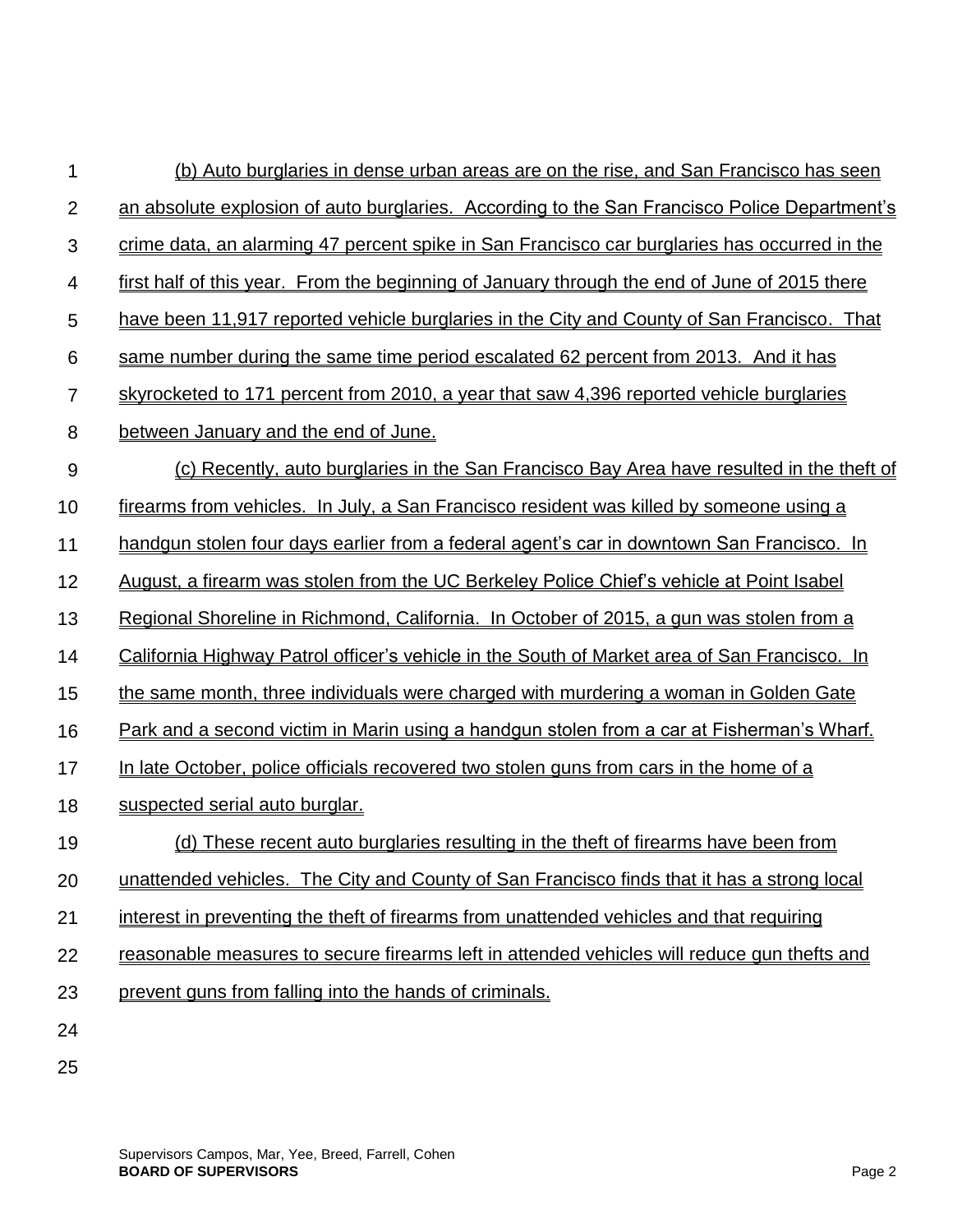(b) Auto burglaries in dense urban areas are on the rise, and San Francisco has seen an absolute explosion of auto burglaries. According to the San Francisco Police Department's crime data, an alarming 47 percent spike in San Francisco car burglaries has occurred in the first half of this year. From the beginning of January through the end of June of 2015 there have been 11,917 reported vehicle burglaries in the City and County of San Francisco. That same number during the same time period escalated 62 percent from 2013. And it has skyrocketed to 171 percent from 2010, a year that saw 4,396 reported vehicle burglaries between January and the end of June.

(c) Recently, auto burglaries in the San Francisco Bay Area have resulted in the theft of firearms from vehicles. In July, a San Francisco resident was killed by someone using a handgun stolen four days earlier from a federal agent's car in downtown San Francisco. In August, a firearm was stolen from the UC Berkeley Police Chief's vehicle at Point Isabel Regional Shoreline in Richmond, California. In October of 2015, a gun was stolen from a California Highway Patrol officer's vehicle in the South of Market area of San Francisco. In the same month, three individuals were charged with murdering a woman in Golden Gate Park and a second victim in Marin using a handgun stolen from a car at Fisherman's Wharf. In late October, police officials recovered two stolen guns from cars in the home of a suspected serial auto burglar.

(d) These recent auto burglaries resulting in the theft of firearms have been from unattended vehicles. The City and County of San Francisco finds that it has a strong local interest in preventing the theft of firearms from unattended vehicles and that requiring reasonable measures to secure firearms left in attended vehicles will reduce gun thefts and prevent guns from falling into the hands of criminals.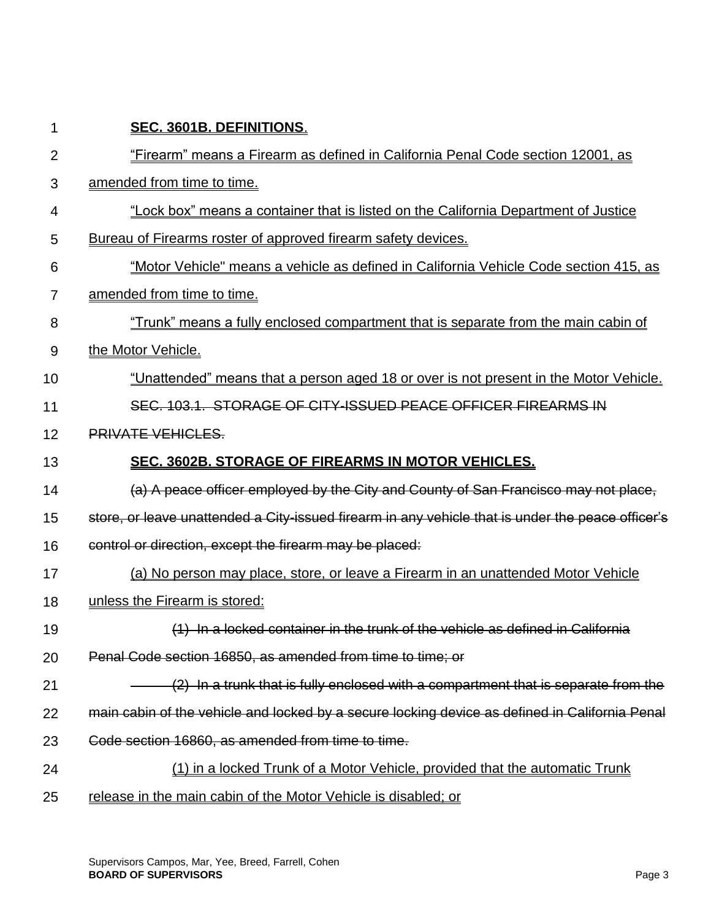**SEC. 3601B. DEFINITIONS**.

"Firearm" means a Firearm as defined in California Penal Code section 12001, as amended from time to time.

"Lock box" means a container that is listed on the California Department of Justice Bureau of Firearms roster of approved firearm safety devices.

"Motor Vehicle" means a vehicle as defined in California Vehicle Code section 415, as amended from time to time.

"Trunk" means a fully enclosed compartment that is separate from the main cabin of the Motor Vehicle.

"Unattended" means that a person aged 18 or over is not present in the Motor Vehicle.

~~SEC. 103.1. STORAGE OF CITY-ISSUED PEACE OFFICER FIREARMS IN PRIVATE VEHICLES.~~

**SEC. 3602B. STORAGE OF FIREARMS IN MOTOR VEHICLES.**

~~(a) A peace officer employed by the City and County of San Francisco may not place, store, or leave unattended a City-issued firearm in any vehicle that is under the peace officer's control or direction, except the firearm may be placed:~~

(a) No person may place, store, or leave a Firearm in an unattended Motor Vehicle unless the Firearm is stored:

~~(1) In a locked container in the trunk of the vehicle as defined in California Penal Code section 16850, as amended from time to time; or~~

~~(2) In a trunk that is fully enclosed with a compartment that is separate from the main cabin of the vehicle and locked by a secure locking device as defined in California Penal Code section 16860, as amended from time to time.~~

(1) in a locked Trunk of a Motor Vehicle, provided that the automatic Trunk release in the main cabin of the Motor Vehicle is disabled; or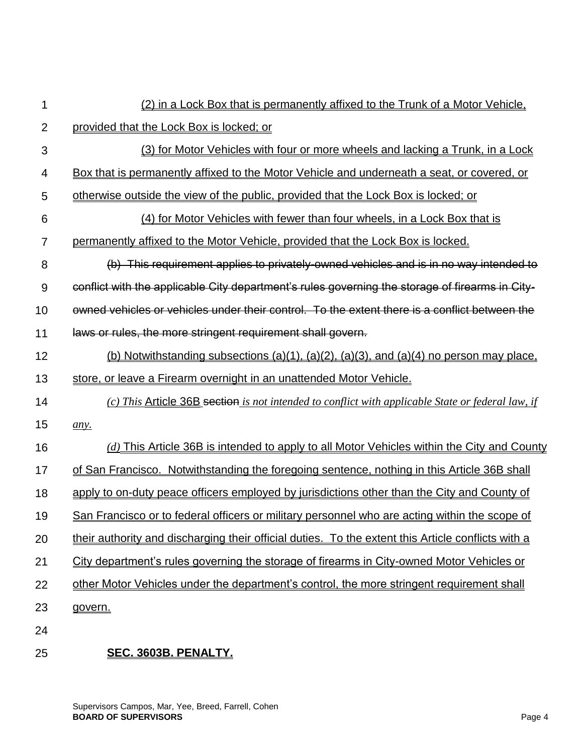(2) in a Lock Box that is permanently affixed to the Trunk of a Motor Vehicle, provided that the Lock Box is locked; or

(3) for Motor Vehicles with four or more wheels and lacking a Trunk, in a Lock Box that is permanently affixed to the Motor Vehicle and underneath a seat, or covered, or otherwise outside the view of the public, provided that the Lock Box is locked; or

(4) for Motor Vehicles with fewer than four wheels, in a Lock Box that is permanently affixed to the Motor Vehicle, provided that the Lock Box is locked.

~~(b) This requirement applies to privately-owned vehicles and is in no way intended to conflict with the applicable City department's rules governing the storage of firearms in City-owned vehicles or vehicles under their control. To the extent there is a conflict between the laws or rules, the more stringent requirement shall govern.~~

(b) Notwithstanding subsections (a)(1), (a)(2), (a)(3), and (a)(4) no person may place, store, or leave a Firearm overnight in an unattended Motor Vehicle.

*(c) This* Article 36B ~~section~~ *is not intended to conflict with applicable State or federal law, if any.*

*(d)* This Article 36B is intended to apply to all Motor Vehicles within the City and County of San Francisco. Notwithstanding the foregoing sentence, nothing in this Article 36B shall apply to on-duty peace officers employed by jurisdictions other than the City and County of San Francisco or to federal officers or military personnel who are acting within the scope of their authority and discharging their official duties. To the extent this Article conflicts with a City department's rules governing the storage of firearms in City-owned Motor Vehicles or other Motor Vehicles under the department's control, the more stringent requirement shall govern.

**SEC. 3603B. PENALTY.**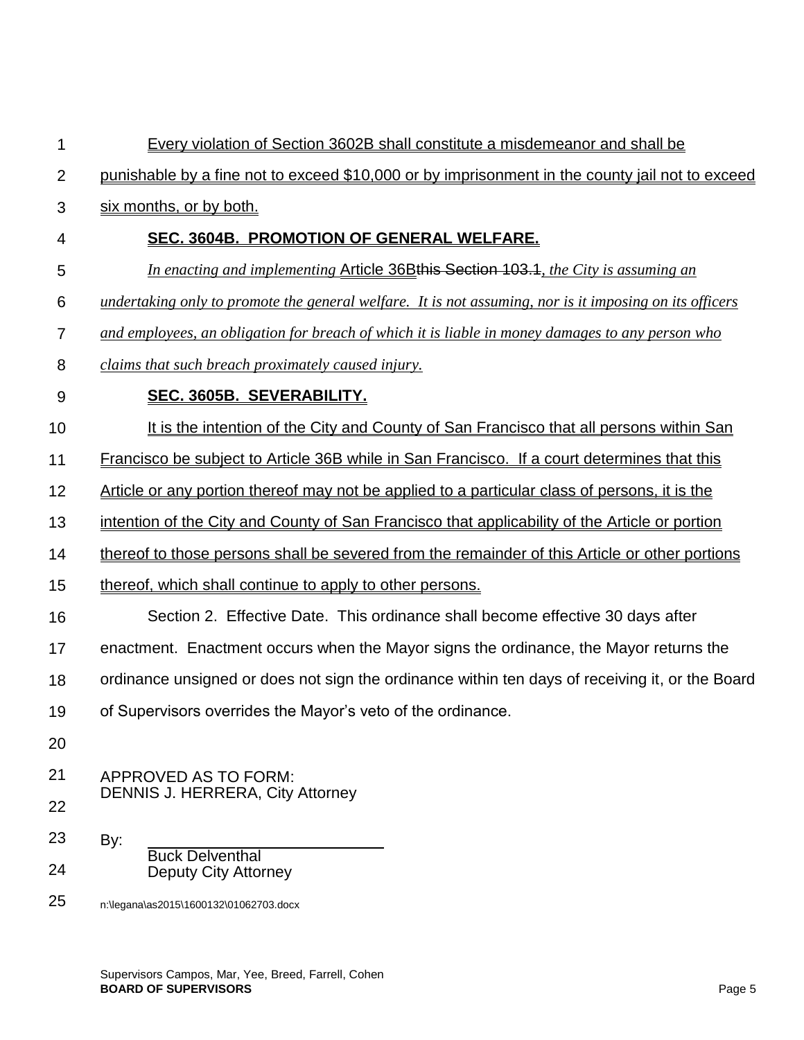Every violation of Section 3602B shall constitute a misdemeanor and shall be punishable by a fine not to exceed $10,000 or by imprisonment in the county jail not to exceed six months, or by both.

**SEC. 3604B. PROMOTION OF GENERAL WELFARE.**

*In enacting and implementing* Article 36B~~this Section 103.1~~, *the City is assuming an undertaking only to promote the general welfare. It is not assuming, nor is it imposing on its officers and employees, an obligation for breach of which it is liable in money damages to any person who claims that such breach proximately caused injury.*

**SEC. 3605B. SEVERABILITY.**

It is the intention of the City and County of San Francisco that all persons within San Francisco be subject to Article 36B while in San Francisco. If a court determines that this Article or any portion thereof may not be applied to a particular class of persons, it is the intention of the City and County of San Francisco that applicability of the Article or portion thereof to those persons shall be severed from the remainder of this Article or other portions thereof, which shall continue to apply to other persons.

Section 2. Effective Date. This ordinance shall become effective 30 days after enactment. Enactment occurs when the Mayor signs the ordinance, the Mayor returns the ordinance unsigned or does not sign the ordinance within ten days of receiving it, or the Board of Supervisors overrides the Mayor's veto of the ordinance.

APPROVED AS TO FORM:
DENNIS J. HERRERA, City Attorney

By: ____________________________
Buck Delventhal
Deputy City Attorney

n:\legana\as2015\1600132\01062703.docx

Supervisors Campos, Mar, Yee, Breed, Farrell, Cohen
**BOARD OF SUPERVISORS**